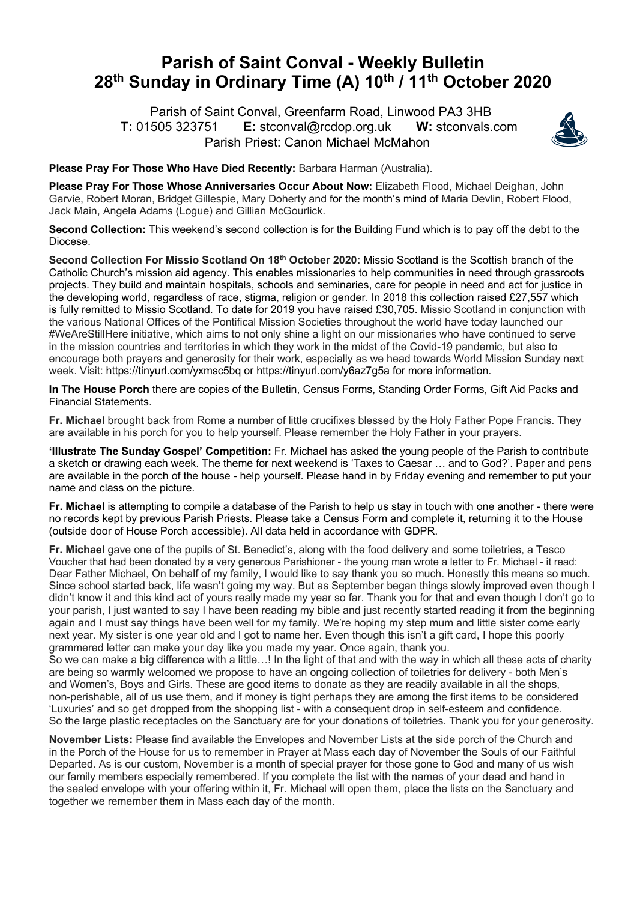# Parish of Saint Conval - Weekly Bulletin
# 28th Sunday in Ordinary Time (A) 10th / 11th October 2020

Parish of Saint Conval, Greenfarm Road, Linwood PA3 3HB
**T:** 01505 323751 **E:** stconval@rcdop.org.uk **W:** stconvals.com
Parish Priest: Canon Michael McMahon

**Please Pray For Those Who Have Died Recently:** Barbara Harman (Australia).

**Please Pray For Those Whose Anniversaries Occur About Now:** Elizabeth Flood, Michael Deighan, John Garvie, Robert Moran, Bridget Gillespie, Mary Doherty and for the month's mind of Maria Devlin, Robert Flood, Jack Main, Angela Adams (Logue) and Gillian McGourlick.

**Second Collection:** This weekend's second collection is for the Building Fund which is to pay off the debt to the Diocese.

**Second Collection For Missio Scotland On 18th October 2020:** Missio Scotland is the Scottish branch of the Catholic Church's mission aid agency. This enables missionaries to help communities in need through grassroots projects. They build and maintain hospitals, schools and seminaries, care for people in need and act for justice in the developing world, regardless of race, stigma, religion or gender. In 2018 this collection raised £27,557 which is fully remitted to Missio Scotland. To date for 2019 you have raised £30,705. Missio Scotland in conjunction with the various National Offices of the Pontifical Mission Societies throughout the world have today launched our #WeAreStillHere initiative, which aims to not only shine a light on our missionaries who have continued to serve in the mission countries and territories in which they work in the midst of the Covid-19 pandemic, but also to encourage both prayers and generosity for their work, especially as we head towards World Mission Sunday next week. Visit: https://tinyurl.com/yxmsc5bq or https://tinyurl.com/y6az7g5a for more information.

**In The House Porch** there are copies of the Bulletin, Census Forms, Standing Order Forms, Gift Aid Packs and Financial Statements.

**Fr. Michael** brought back from Rome a number of little crucifixes blessed by the Holy Father Pope Francis. They are available in his porch for you to help yourself. Please remember the Holy Father in your prayers.

**'Illustrate The Sunday Gospel' Competition:** Fr. Michael has asked the young people of the Parish to contribute a sketch or drawing each week. The theme for next weekend is 'Taxes to Caesar … and to God?'. Paper and pens are available in the porch of the house - help yourself. Please hand in by Friday evening and remember to put your name and class on the picture.

**Fr. Michael** is attempting to compile a database of the Parish to help us stay in touch with one another - there were no records kept by previous Parish Priests. Please take a Census Form and complete it, returning it to the House (outside door of House Porch accessible). All data held in accordance with GDPR.

**Fr. Michael** gave one of the pupils of St. Benedict's, along with the food delivery and some toiletries, a Tesco Voucher that had been donated by a very generous Parishioner - the young man wrote a letter to Fr. Michael - it read: Dear Father Michael, On behalf of my family, I would like to say thank you so much. Honestly this means so much. Since school started back, life wasn't going my way. But as September began things slowly improved even though I didn't know it and this kind act of yours really made my year so far. Thank you for that and even though I don't go to your parish, I just wanted to say I have been reading my bible and just recently started reading it from the beginning again and I must say things have been well for my family. We're hoping my step mum and little sister come early next year. My sister is one year old and I got to name her. Even though this isn't a gift card, I hope this poorly grammered letter can make your day like you made my year. Once again, thank you.
So we can make a big difference with a little…! In the light of that and with the way in which all these acts of charity are being so warmly welcomed we propose to have an ongoing collection of toiletries for delivery - both Men's and Women's, Boys and Girls. These are good items to donate as they are readily available in all the shops, non-perishable, all of us use them, and if money is tight perhaps they are among the first items to be considered 'Luxuries' and so get dropped from the shopping list - with a consequent drop in self-esteem and confidence. So the large plastic receptacles on the Sanctuary are for your donations of toiletries. Thank you for your generosity.

**November Lists:** Please find available the Envelopes and November Lists at the side porch of the Church and in the Porch of the House for us to remember in Prayer at Mass each day of November the Souls of our Faithful Departed. As is our custom, November is a month of special prayer for those gone to God and many of us wish our family members especially remembered. If you complete the list with the names of your dead and hand in the sealed envelope with your offering within it, Fr. Michael will open them, place the lists on the Sanctuary and together we remember them in Mass each day of the month.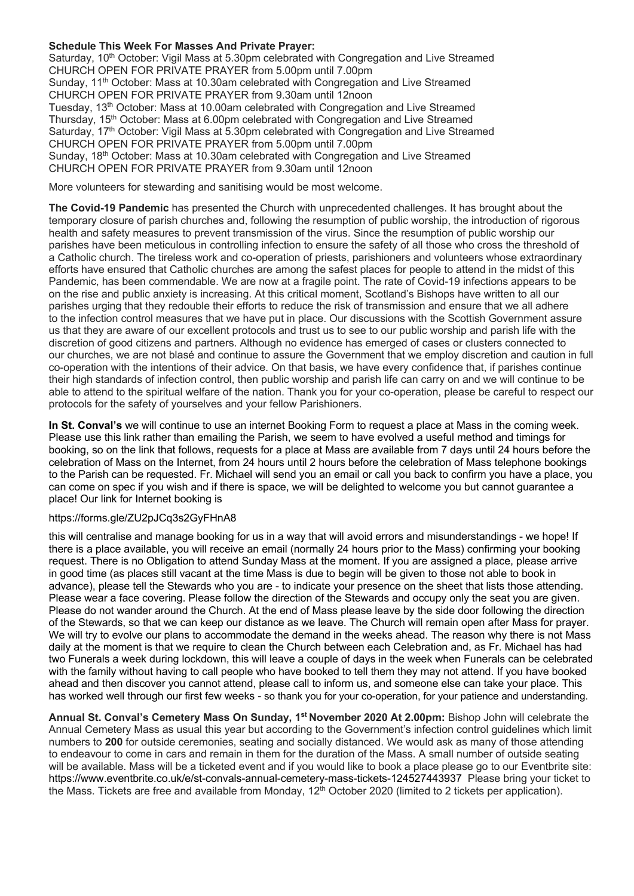**Schedule This Week For Masses And Private Prayer:**

Saturday, 10th October: Vigil Mass at 5.30pm celebrated with Congregation and Live Streamed
CHURCH OPEN FOR PRIVATE PRAYER from 5.00pm until 7.00pm
Sunday, 11th October: Mass at 10.30am celebrated with Congregation and Live Streamed
CHURCH OPEN FOR PRIVATE PRAYER from 9.30am until 12noon
Tuesday, 13th October: Mass at 10.00am celebrated with Congregation and Live Streamed
Thursday, 15th October: Mass at 6.00pm celebrated with Congregation and Live Streamed
Saturday, 17th October: Vigil Mass at 5.30pm celebrated with Congregation and Live Streamed
CHURCH OPEN FOR PRIVATE PRAYER from 5.00pm until 7.00pm
Sunday, 18th October: Mass at 10.30am celebrated with Congregation and Live Streamed
CHURCH OPEN FOR PRIVATE PRAYER from 9.30am until 12noon

More volunteers for stewarding and sanitising would be most welcome.

**The Covid-19 Pandemic** has presented the Church with unprecedented challenges. It has brought about the temporary closure of parish churches and, following the resumption of public worship, the introduction of rigorous health and safety measures to prevent transmission of the virus. Since the resumption of public worship our parishes have been meticulous in controlling infection to ensure the safety of all those who cross the threshold of a Catholic church. The tireless work and co-operation of priests, parishioners and volunteers whose extraordinary efforts have ensured that Catholic churches are among the safest places for people to attend in the midst of this Pandemic, has been commendable. We are now at a fragile point. The rate of Covid-19 infections appears to be on the rise and public anxiety is increasing. At this critical moment, Scotland's Bishops have written to all our parishes urging that they redouble their efforts to reduce the risk of transmission and ensure that we all adhere to the infection control measures that we have put in place. Our discussions with the Scottish Government assure us that they are aware of our excellent protocols and trust us to see to our public worship and parish life with the discretion of good citizens and partners. Although no evidence has emerged of cases or clusters connected to our churches, we are not blasé and continue to assure the Government that we employ discretion and caution in full co-operation with the intentions of their advice. On that basis, we have every confidence that, if parishes continue their high standards of infection control, then public worship and parish life can carry on and we will continue to be able to attend to the spiritual welfare of the nation. Thank you for your co-operation, please be careful to respect our protocols for the safety of yourselves and your fellow Parishioners.

**In St. Conval's** we will continue to use an internet Booking Form to request a place at Mass in the coming week. Please use this link rather than emailing the Parish, we seem to have evolved a useful method and timings for booking, so on the link that follows, requests for a place at Mass are available from 7 days until 24 hours before the celebration of Mass on the Internet, from 24 hours until 2 hours before the celebration of Mass telephone bookings to the Parish can be requested. Fr. Michael will send you an email or call you back to confirm you have a place, you can come on spec if you wish and if there is space, we will be delighted to welcome you but cannot guarantee a place! Our link for Internet booking is

https://forms.gle/ZU2pJCq3s2GyFHnA8

this will centralise and manage booking for us in a way that will avoid errors and misunderstandings - we hope! If there is a place available, you will receive an email (normally 24 hours prior to the Mass) confirming your booking request. There is no Obligation to attend Sunday Mass at the moment. If you are assigned a place, please arrive in good time (as places still vacant at the time Mass is due to begin will be given to those not able to book in advance), please tell the Stewards who you are - to indicate your presence on the sheet that lists those attending. Please wear a face covering. Please follow the direction of the Stewards and occupy only the seat you are given. Please do not wander around the Church. At the end of Mass please leave by the side door following the direction of the Stewards, so that we can keep our distance as we leave. The Church will remain open after Mass for prayer. We will try to evolve our plans to accommodate the demand in the weeks ahead. The reason why there is not Mass daily at the moment is that we require to clean the Church between each Celebration and, as Fr. Michael has had two Funerals a week during lockdown, this will leave a couple of days in the week when Funerals can be celebrated with the family without having to call people who have booked to tell them they may not attend. If you have booked ahead and then discover you cannot attend, please call to inform us, and someone else can take your place. This has worked well through our first few weeks - so thank you for your co-operation, for your patience and understanding.

**Annual St. Conval's Cemetery Mass On Sunday, 1st November 2020 At 2.00pm:** Bishop John will celebrate the Annual Cemetery Mass as usual this year but according to the Government's infection control guidelines which limit numbers to **200** for outside ceremonies, seating and socially distanced. We would ask as many of those attending to endeavour to come in cars and remain in them for the duration of the Mass. A small number of outside seating will be available. Mass will be a ticketed event and if you would like to book a place please go to our Eventbrite site: https://www.eventbrite.co.uk/e/st-convals-annual-cemetery-mass-tickets-124527443937 Please bring your ticket to the Mass. Tickets are free and available from Monday, 12th October 2020 (limited to 2 tickets per application).